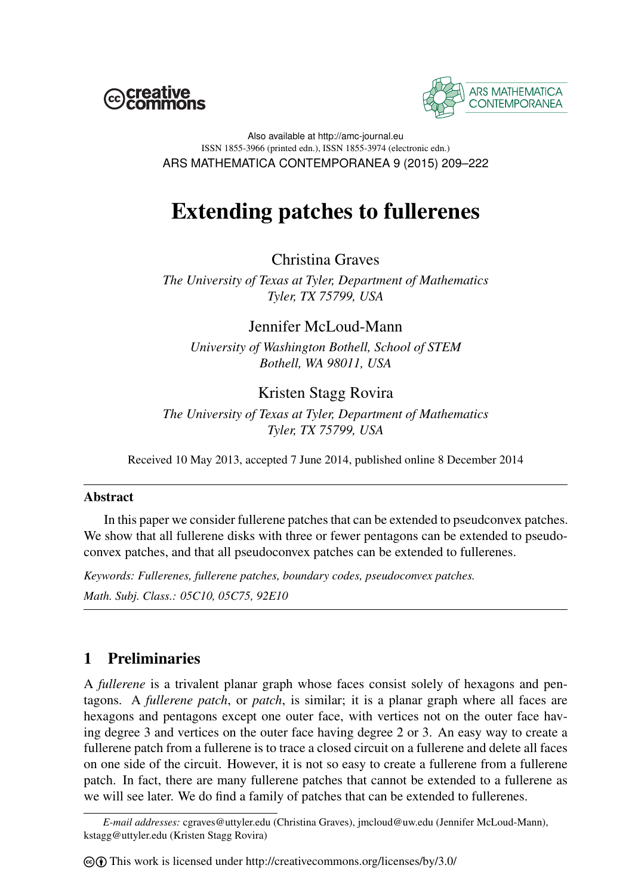# Extending patches to fullerenes

Christina Graves

*The University of Texas at Tyler, Department of Mathematics*
*Tyler, TX 75799, USA*

Jennifer McLoud-Mann

*University of Washington Bothell, School of STEM*
*Bothell, WA 98011, USA*

Kristen Stagg Rovira

*The University of Texas at Tyler, Department of Mathematics*
*Tyler, TX 75799, USA*

Received 10 May 2013, accepted 7 June 2014, published online 8 December 2014

## Abstract

In this paper we consider fullerene patches that can be extended to pseudconvex patches. We show that all fullerene disks with three or fewer pentagons can be extended to pseudoconvex patches, and that all pseudoconvex patches can be extended to fullerenes.

*Keywords: Fullerenes, fullerene patches, boundary codes, pseudoconvex patches.*

*Math. Subj. Class.: 05C10, 05C75, 92E10*

## 1 Preliminaries

A *fullerene* is a trivalent planar graph whose faces consist solely of hexagons and pentagons. A *fullerene patch*, or *patch*, is similar; it is a planar graph where all faces are hexagons and pentagons except one outer face, with vertices not on the outer face having degree 3 and vertices on the outer face having degree 2 or 3. An easy way to create a fullerene patch from a fullerene is to trace a closed circuit on a fullerene and delete all faces on one side of the circuit. However, it is not so easy to create a fullerene from a fullerene patch. In fact, there are many fullerene patches that cannot be extended to a fullerene as we will see later. We do find a family of patches that can be extended to fullerenes.

*E-mail addresses:* cgraves@uttyler.edu (Christina Graves), jmcloud@uw.edu (Jennifer McLoud-Mann), kstagg@uttyler.edu (Kristen Stagg Rovira)

This work is licensed under http://creativecommons.org/licenses/by/3.0/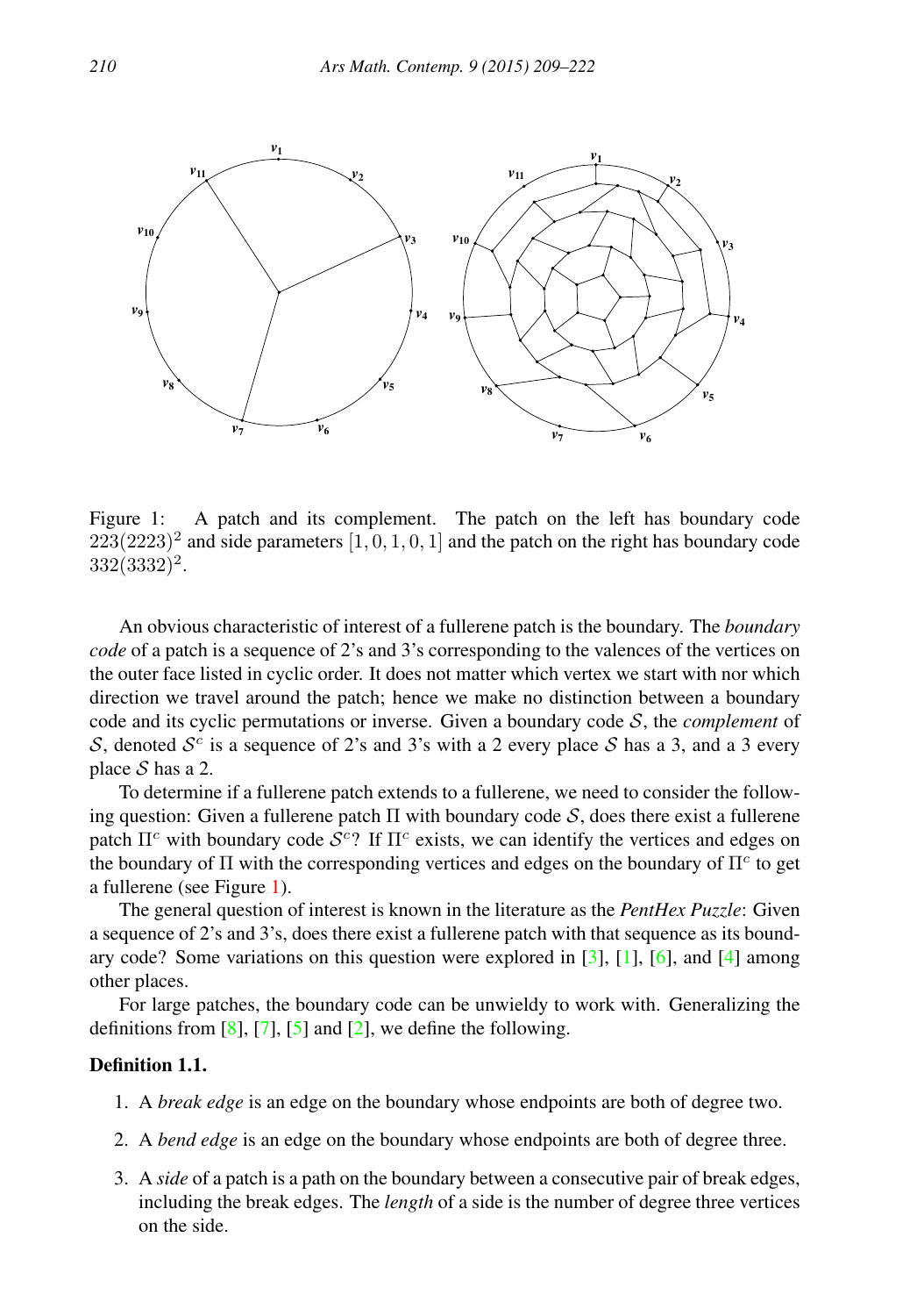Figure 1: A patch and its complement. The patch on the left has boundary code $223(2223)^2$ and side parameters $[1, 0, 1, 0, 1]$ and the patch on the right has boundary code $332(3332)^2$.

An obvious characteristic of interest of a fullerene patch is the boundary. The *boundary code* of a patch is a sequence of 2's and 3's corresponding to the valences of the vertices on the outer face listed in cyclic order. It does not matter which vertex we start with nor which direction we travel around the patch; hence we make no distinction between a boundary code and its cyclic permutations or inverse. Given a boundary code $\mathcal{S}$, the *complement* of $\mathcal{S}$, denoted $\mathcal{S}^c$ is a sequence of 2's and 3's with a 2 every place $\mathcal{S}$ has a 3, and a 3 every place $\mathcal{S}$ has a 2.

To determine if a fullerene patch extends to a fullerene, we need to consider the following question: Given a fullerene patch $\Pi$ with boundary code $\mathcal{S}$, does there exist a fullerene patch $\Pi^c$ with boundary code $\mathcal{S}^c$? If $\Pi^c$ exists, we can identify the vertices and edges on the boundary of $\Pi$ with the corresponding vertices and edges on the boundary of $\Pi^c$ to get a fullerene (see Figure 1).

The general question of interest is known in the literature as the *PentHex Puzzle*: Given a sequence of 2's and 3's, does there exist a fullerene patch with that sequence as its boundary code? Some variations on this question were explored in [3], [1], [6], and [4] among other places.

For large patches, the boundary code can be unwieldy to work with. Generalizing the definitions from [8], [7], [5] and [2], we define the following.

**Definition 1.1.**

1. A *break edge* is an edge on the boundary whose endpoints are both of degree two.
2. A *bend edge* is an edge on the boundary whose endpoints are both of degree three.
3. A *side* of a patch is a path on the boundary between a consecutive pair of break edges, including the break edges. The *length* of a side is the number of degree three vertices on the side.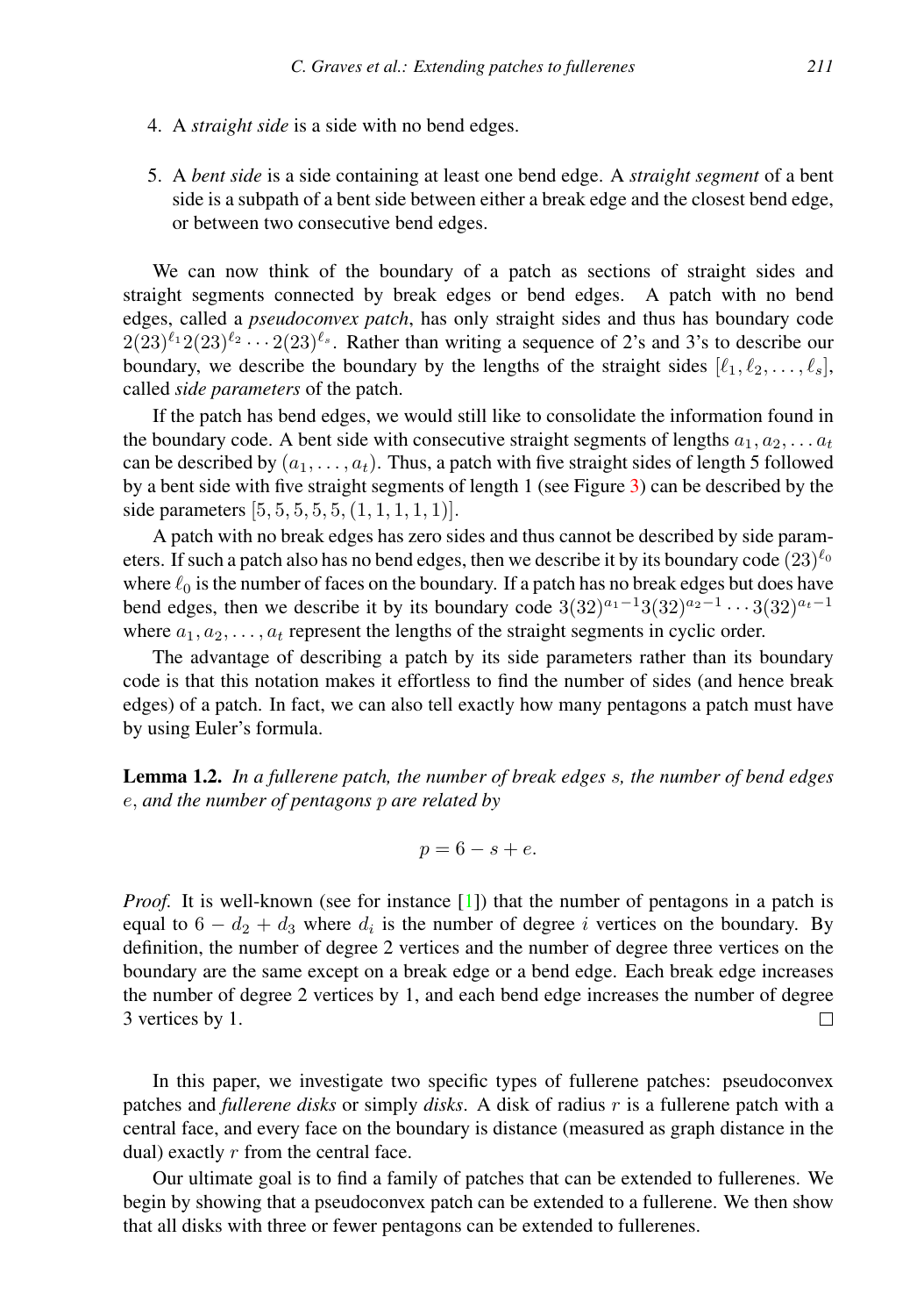4. A *straight side* is a side with no bend edges.

5. A *bent side* is a side containing at least one bend edge. A *straight segment* of a bent side is a subpath of a bent side between either a break edge and the closest bend edge, or between two consecutive bend edges.

We can now think of the boundary of a patch as sections of straight sides and straight segments connected by break edges or bend edges. A patch with no bend edges, called a *pseudoconvex patch*, has only straight sides and thus has boundary code $2(23)^{\ell_1}2(23)^{\ell_2}\cdots 2(23)^{\ell_s}$. Rather than writing a sequence of 2's and 3's to describe our boundary, we describe the boundary by the lengths of the straight sides $[\ell_1, \ell_2, \ldots, \ell_s]$, called *side parameters* of the patch.

If the patch has bend edges, we would still like to consolidate the information found in the boundary code. A bent side with consecutive straight segments of lengths $a_1, a_2, \ldots a_t$ can be described by $(a_1, \ldots, a_t)$. Thus, a patch with five straight sides of length 5 followed by a bent side with five straight segments of length 1 (see Figure 3) can be described by the side parameters $[5, 5, 5, 5, 5, (1, 1, 1, 1, 1)]$.

A patch with no break edges has zero sides and thus cannot be described by side parameters. If such a patch also has no bend edges, then we describe it by its boundary code $(23)^{\ell_0}$ where $\ell_0$ is the number of faces on the boundary. If a patch has no break edges but does have bend edges, then we describe it by its boundary code $3(32)^{a_1-1}3(32)^{a_2-1}\cdots 3(32)^{a_t-1}$ where $a_1, a_2, \ldots, a_t$ represent the lengths of the straight segments in cyclic order.

The advantage of describing a patch by its side parameters rather than its boundary code is that this notation makes it effortless to find the number of sides (and hence break edges) of a patch. In fact, we can also tell exactly how many pentagons a patch must have by using Euler's formula.

**Lemma 1.2.** *In a fullerene patch, the number of break edges $s$, the number of bend edges $e$, and the number of pentagons $p$ are related by*

$$p = 6 - s + e.$$

*Proof.* It is well-known (see for instance [1]) that the number of pentagons in a patch is equal to $6 - d_2 + d_3$ where $d_i$ is the number of degree $i$ vertices on the boundary. By definition, the number of degree 2 vertices and the number of degree three vertices on the boundary are the same except on a break edge or a bend edge. Each break edge increases the number of degree 2 vertices by 1, and each bend edge increases the number of degree 3 vertices by 1. □

In this paper, we investigate two specific types of fullerene patches: pseudoconvex patches and *fullerene disks* or simply *disks*. A disk of radius $r$ is a fullerene patch with a central face, and every face on the boundary is distance (measured as graph distance in the dual) exactly $r$ from the central face.

Our ultimate goal is to find a family of patches that can be extended to fullerenes. We begin by showing that a pseudoconvex patch can be extended to a fullerene. We then show that all disks with three or fewer pentagons can be extended to fullerenes.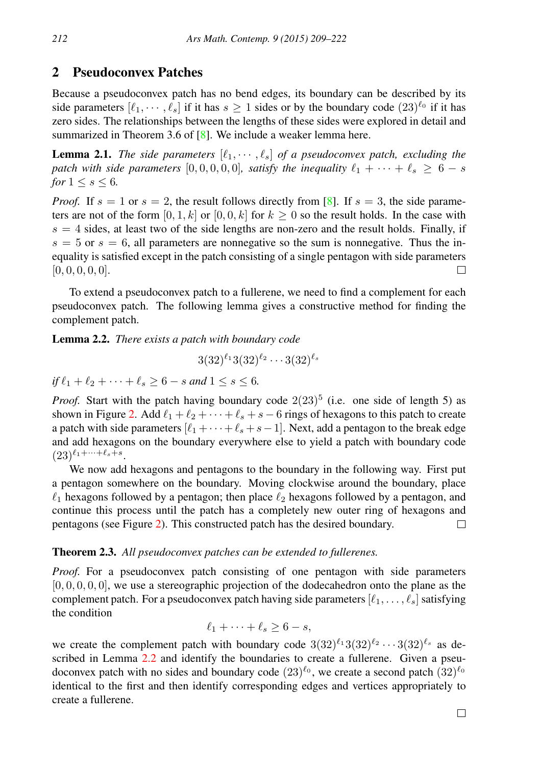## 2 Pseudoconvex Patches

Because a pseudoconvex patch has no bend edges, its boundary can be described by its side parameters $[\ell_1, \cdots, \ell_s]$ if it has $s \geq 1$ sides or by the boundary code $(23)^{\ell_0}$ if it has zero sides. The relationships between the lengths of these sides were explored in detail and summarized in Theorem 3.6 of [8]. We include a weaker lemma here.

**Lemma 2.1.** *The side parameters $[\ell_1, \cdots, \ell_s]$ of a pseudoconvex patch, excluding the patch with side parameters $[0, 0, 0, 0, 0]$, satisfy the inequality $\ell_1 + \cdots + \ell_s \geq 6 - s$ for $1 \leq s \leq 6$.*

*Proof.* If $s = 1$ or $s = 2$, the result follows directly from [8]. If $s = 3$, the side parameters are not of the form $[0, 1, k]$ or $[0, 0, k]$ for $k \geq 0$ so the result holds. In the case with $s = 4$ sides, at least two of the side lengths are non-zero and the result holds. Finally, if $s = 5$ or $s = 6$, all parameters are nonnegative so the sum is nonnegative. Thus the inequality is satisfied except in the patch consisting of a single pentagon with side parameters $[0, 0, 0, 0, 0]$. □

To extend a pseudoconvex patch to a fullerene, we need to find a complement for each pseudoconvex patch. The following lemma gives a constructive method for finding the complement patch.

**Lemma 2.2.** *There exists a patch with boundary code*

$$3(32)^{\ell_1}3(32)^{\ell_2} \cdots 3(32)^{\ell_s}$$

*if $\ell_1 + \ell_2 + \cdots + \ell_s \geq 6 - s$ and $1 \leq s \leq 6$.*

*Proof.* Start with the patch having boundary code $2(23)^5$ (i.e. one side of length 5) as shown in Figure 2. Add $\ell_1 + \ell_2 + \cdots + \ell_s + s - 6$ rings of hexagons to this patch to create a patch with side parameters $[\ell_1 + \cdots + \ell_s + s - 1]$. Next, add a pentagon to the break edge and add hexagons on the boundary everywhere else to yield a patch with boundary code $(23)^{\ell_1 + \cdots + \ell_s + s}$.

We now add hexagons and pentagons to the boundary in the following way. First put a pentagon somewhere on the boundary. Moving clockwise around the boundary, place $\ell_1$ hexagons followed by a pentagon; then place $\ell_2$ hexagons followed by a pentagon, and continue this process until the patch has a completely new outer ring of hexagons and pentagons (see Figure 2). This constructed patch has the desired boundary. □

**Theorem 2.3.** *All pseudoconvex patches can be extended to fullerenes.*

*Proof.* For a pseudoconvex patch consisting of one pentagon with side parameters $[0, 0, 0, 0, 0]$, we use a stereographic projection of the dodecahedron onto the plane as the complement patch. For a pseudoconvex patch having side parameters $[\ell_1, \ldots, \ell_s]$ satisfying the condition

$$\ell_1 + \cdots + \ell_s \geq 6 - s,$$

we create the complement patch with boundary code $3(32)^{\ell_1}3(32)^{\ell_2} \cdots 3(32)^{\ell_s}$ as described in Lemma 2.2 and identify the boundaries to create a fullerene. Given a pseudoconvex patch with no sides and boundary code $(23)^{\ell_0}$, we create a second patch $(32)^{\ell_0}$ identical to the first and then identify corresponding edges and vertices appropriately to create a fullerene.

□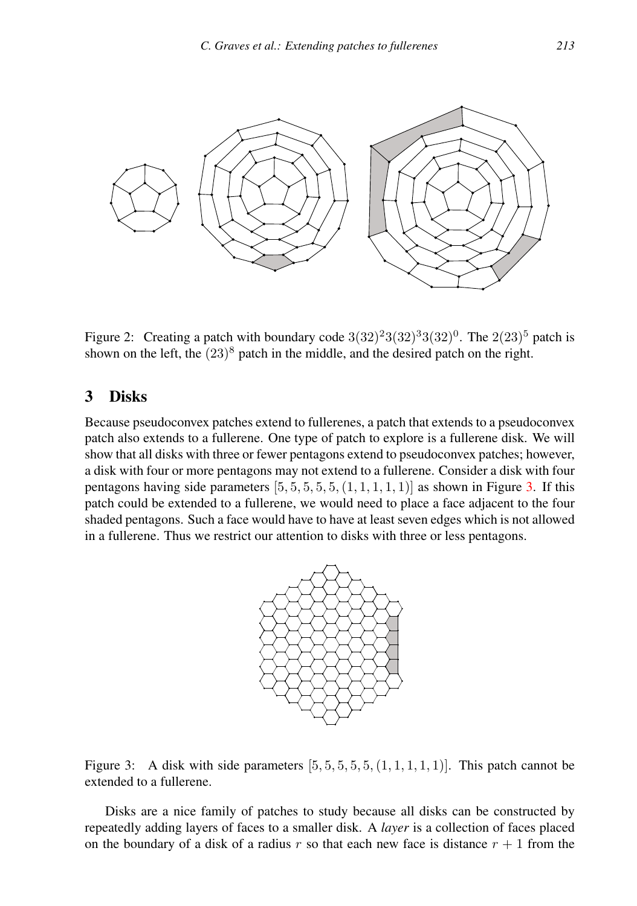Figure 2: Creating a patch with boundary code $3(32)^2 3(32)^3 3(32)^0$. The $2(23)^5$ patch is shown on the left, the $(23)^8$ patch in the middle, and the desired patch on the right.

## 3 Disks

Because pseudoconvex patches extend to fullerenes, a patch that extends to a pseudoconvex patch also extends to a fullerene. One type of patch to explore is a fullerene disk. We will show that all disks with three or fewer pentagons extend to pseudoconvex patches; however, a disk with four or more pentagons may not extend to a fullerene. Consider a disk with four pentagons having side parameters $[5, 5, 5, 5, 5, (1, 1, 1, 1, 1)]$ as shown in Figure 3. If this patch could be extended to a fullerene, we would need to place a face adjacent to the four shaded pentagons. Such a face would have to have at least seven edges which is not allowed in a fullerene. Thus we restrict our attention to disks with three or less pentagons.

Figure 3: A disk with side parameters $[5, 5, 5, 5, 5, (1, 1, 1, 1, 1)]$. This patch cannot be extended to a fullerene.

Disks are a nice family of patches to study because all disks can be constructed by repeatedly adding layers of faces to a smaller disk. A *layer* is a collection of faces placed on the boundary of a disk of a radius $r$ so that each new face is distance $r + 1$ from the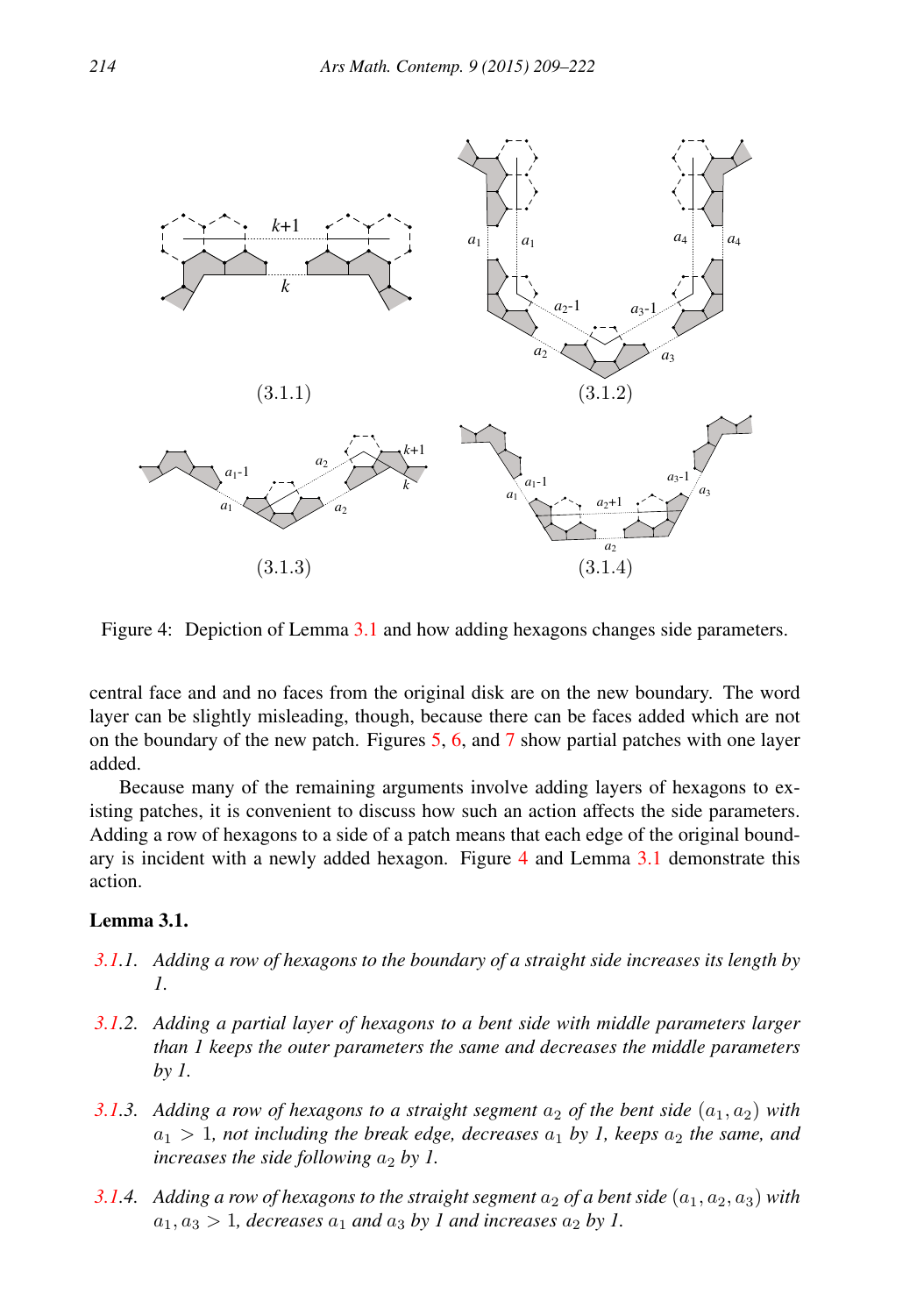Figure 4: Depiction of Lemma 3.1 and how adding hexagons changes side parameters.

central face and and no faces from the original disk are on the new boundary. The word layer can be slightly misleading, though, because there can be faces added which are not on the boundary of the new patch. Figures 5, 6, and 7 show partial patches with one layer added.

Because many of the remaining arguments involve adding layers of hexagons to existing patches, it is convenient to discuss how such an action affects the side parameters. Adding a row of hexagons to a side of a patch means that each edge of the original boundary is incident with a newly added hexagon. Figure 4 and Lemma 3.1 demonstrate this action.

**Lemma 3.1.**

*3.1.1. Adding a row of hexagons to the boundary of a straight side increases its length by 1.*

*3.1.2. Adding a partial layer of hexagons to a bent side with middle parameters larger than 1 keeps the outer parameters the same and decreases the middle parameters by 1.*

*3.1.3. Adding a row of hexagons to a straight segment $a_2$ of the bent side $(a_1, a_2)$ with $a_1 > 1$, not including the break edge, decreases $a_1$ by 1, keeps $a_2$ the same, and increases the side following $a_2$ by 1.*

*3.1.4. Adding a row of hexagons to the straight segment $a_2$ of a bent side $(a_1, a_2, a_3)$ with $a_1, a_3 > 1$, decreases $a_1$ and $a_3$ by 1 and increases $a_2$ by 1.*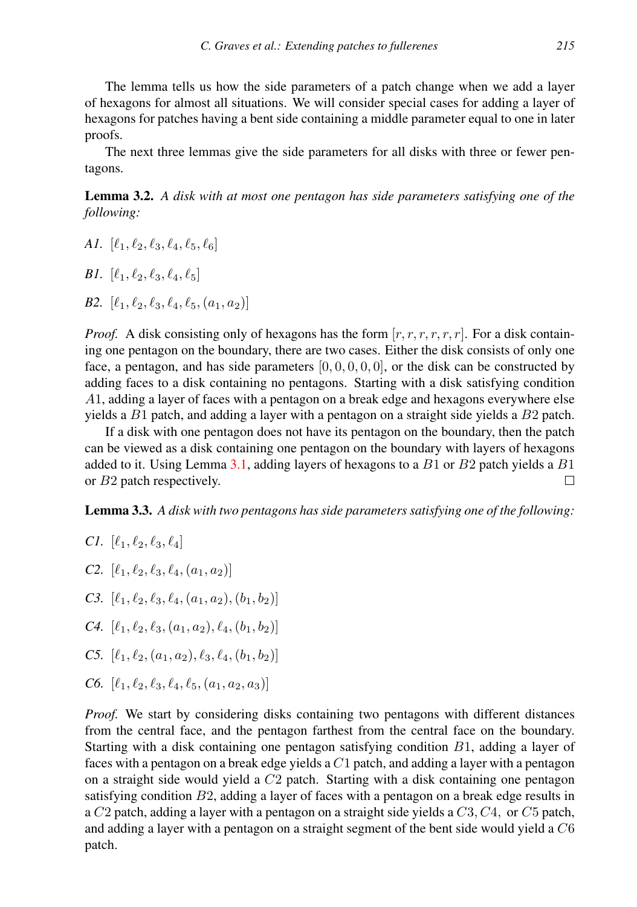The lemma tells us how the side parameters of a patch change when we add a layer of hexagons for almost all situations. We will consider special cases for adding a layer of hexagons for patches having a bent side containing a middle parameter equal to one in later proofs.

The next three lemmas give the side parameters for all disks with three or fewer pentagons.

**Lemma 3.2.** *A disk with at most one pentagon has side parameters satisfying one of the following:*

*A1.* $[\ell_1, \ell_2, \ell_3, \ell_4, \ell_5, \ell_6]$

*B1.* $[\ell_1, \ell_2, \ell_3, \ell_4, \ell_5]$

*B2.* $[\ell_1, \ell_2, \ell_3, \ell_4, \ell_5, (a_1, a_2)]$

*Proof.* A disk consisting only of hexagons has the form $[r, r, r, r, r, r]$. For a disk containing one pentagon on the boundary, there are two cases. Either the disk consists of only one face, a pentagon, and has side parameters $[0, 0, 0, 0, 0]$, or the disk can be constructed by adding faces to a disk containing no pentagons. Starting with a disk satisfying condition $A1$, adding a layer of faces with a pentagon on a break edge and hexagons everywhere else yields a $B1$ patch, and adding a layer with a pentagon on a straight side yields a $B2$ patch.

If a disk with one pentagon does not have its pentagon on the boundary, then the patch can be viewed as a disk containing one pentagon on the boundary with layers of hexagons added to it. Using Lemma 3.1, adding layers of hexagons to a $B1$ or $B2$ patch yields a $B1$ or $B2$ patch respectively. □

**Lemma 3.3.** *A disk with two pentagons has side parameters satisfying one of the following:*

*C1.* $[\ell_1, \ell_2, \ell_3, \ell_4]$

*C2.* $[\ell_1, \ell_2, \ell_3, \ell_4, (a_1, a_2)]$

*C3.* $[\ell_1, \ell_2, \ell_3, \ell_4, (a_1, a_2), (b_1, b_2)]$

*C4.* $[\ell_1, \ell_2, \ell_3, (a_1, a_2), \ell_4, (b_1, b_2)]$

*C5.* $[\ell_1, \ell_2, (a_1, a_2), \ell_3, \ell_4, (b_1, b_2)]$

*C6.* $[\ell_1, \ell_2, \ell_3, \ell_4, \ell_5, (a_1, a_2, a_3)]$

*Proof.* We start by considering disks containing two pentagons with different distances from the central face, and the pentagon farthest from the central face on the boundary. Starting with a disk containing one pentagon satisfying condition $B1$, adding a layer of faces with a pentagon on a break edge yields a $C1$ patch, and adding a layer with a pentagon on a straight side would yield a $C2$ patch. Starting with a disk containing one pentagon satisfying condition $B2$, adding a layer of faces with a pentagon on a break edge results in a $C2$ patch, adding a layer with a pentagon on a straight side yields a $C3, C4,$ or $C5$ patch, and adding a layer with a pentagon on a straight segment of the bent side would yield a $C6$ patch.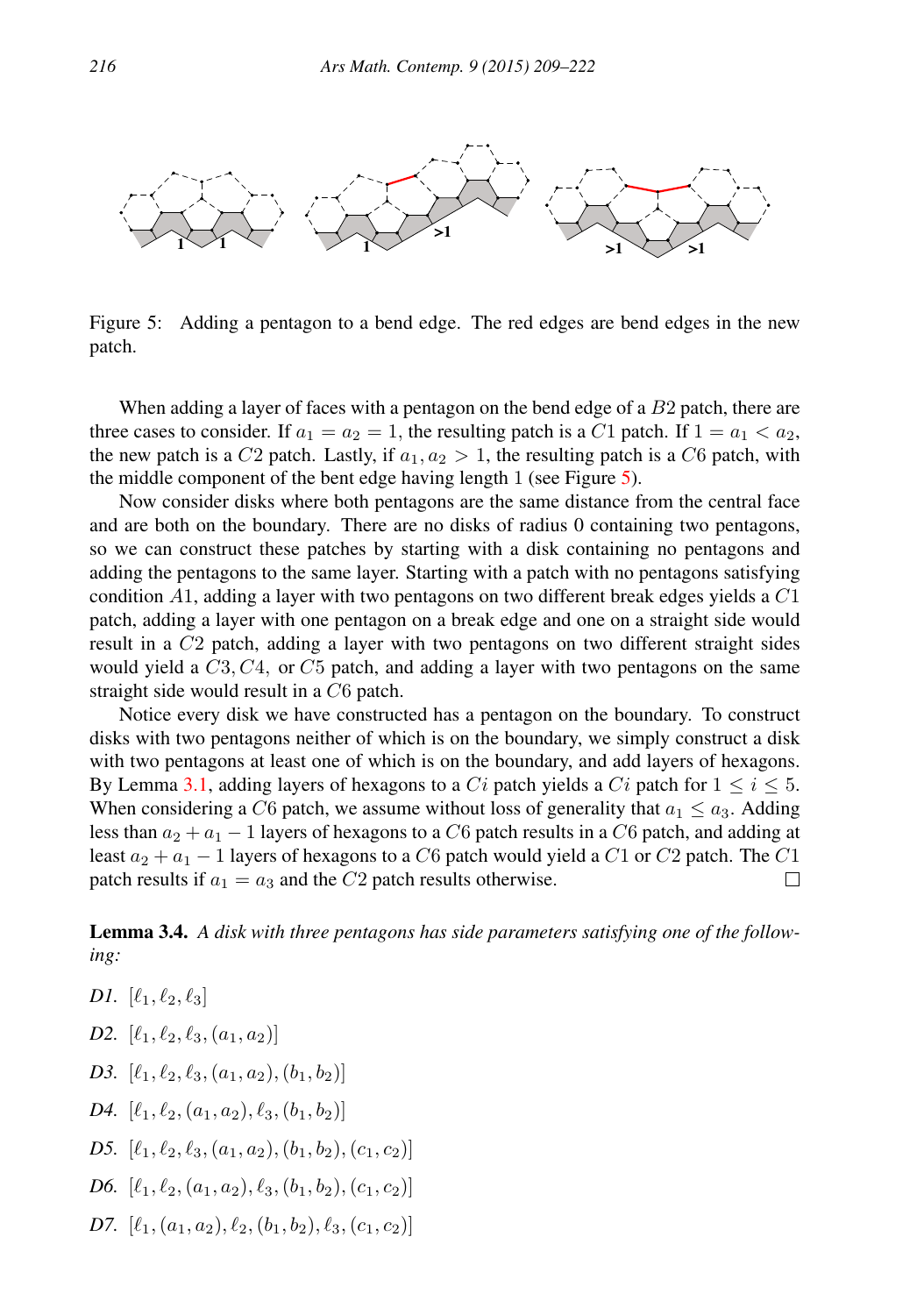Figure 5: Adding a pentagon to a bend edge. The red edges are bend edges in the new patch.

When adding a layer of faces with a pentagon on the bend edge of a $B2$ patch, there are three cases to consider. If $a_1 = a_2 = 1$, the resulting patch is a $C1$ patch. If $1 = a_1 < a_2$, the new patch is a $C2$ patch. Lastly, if $a_1, a_2 > 1$, the resulting patch is a $C6$ patch, with the middle component of the bent edge having length 1 (see Figure 5).

Now consider disks where both pentagons are the same distance from the central face and are both on the boundary. There are no disks of radius 0 containing two pentagons, so we can construct these patches by starting with a disk containing no pentagons and adding the pentagons to the same layer. Starting with a patch with no pentagons satisfying condition $A1$, adding a layer with two pentagons on two different break edges yields a $C1$ patch, adding a layer with one pentagon on a break edge and one on a straight side would result in a $C2$ patch, adding a layer with two pentagons on two different straight sides would yield a $C3, C4,$ or $C5$ patch, and adding a layer with two pentagons on the same straight side would result in a $C6$ patch.

Notice every disk we have constructed has a pentagon on the boundary. To construct disks with two pentagons neither of which is on the boundary, we simply construct a disk with two pentagons at least one of which is on the boundary, and add layers of hexagons. By Lemma 3.1, adding layers of hexagons to a $Ci$ patch yields a $Ci$ patch for $1 \leq i \leq 5$. When considering a $C6$ patch, we assume without loss of generality that $a_1 \leq a_3$. Adding less than $a_2 + a_1 - 1$ layers of hexagons to a $C6$ patch results in a $C6$ patch, and adding at least $a_2 + a_1 - 1$ layers of hexagons to a $C6$ patch would yield a $C1$ or $C2$ patch. The $C1$ patch results if $a_1 = a_3$ and the $C2$ patch results otherwise. □

**Lemma 3.4.** *A disk with three pentagons has side parameters satisfying one of the following:*

*D1.* $[\ell_1, \ell_2, \ell_3]$

*D2.* $[\ell_1, \ell_2, \ell_3, (a_1, a_2)]$

*D3.* $[\ell_1, \ell_2, \ell_3, (a_1, a_2), (b_1, b_2)]$

*D4.* $[\ell_1, \ell_2, (a_1, a_2), \ell_3, (b_1, b_2)]$

*D5.* $[\ell_1, \ell_2, \ell_3, (a_1, a_2), (b_1, b_2), (c_1, c_2)]$

*D6.* $[\ell_1, \ell_2, (a_1, a_2), \ell_3, (b_1, b_2), (c_1, c_2)]$

*D7.* $[\ell_1, (a_1, a_2), \ell_2, (b_1, b_2), \ell_3, (c_1, c_2)]$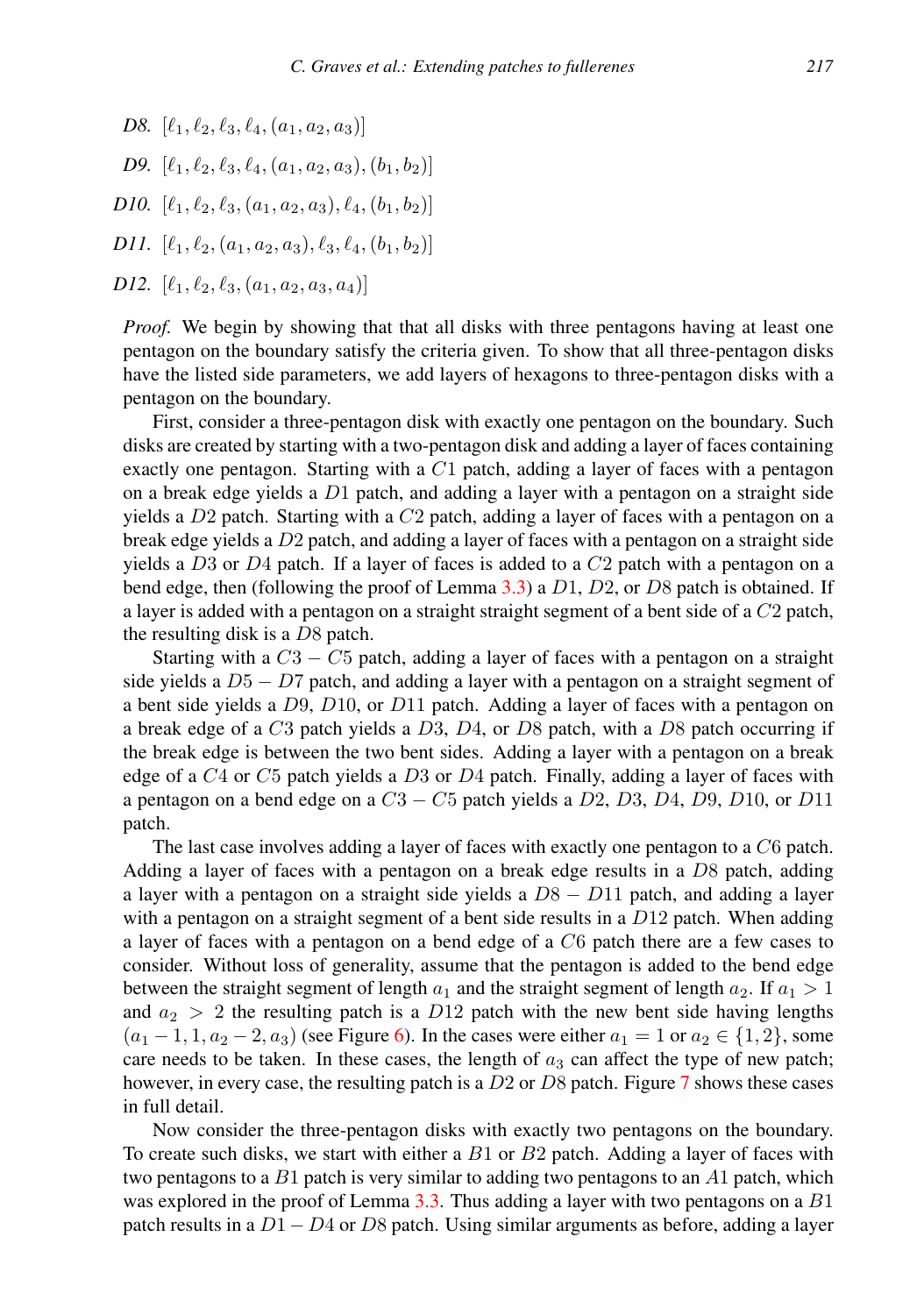*D8.* $[\ell_1, \ell_2, \ell_3, \ell_4, (a_1, a_2, a_3)]$

*D9.* $[\ell_1, \ell_2, \ell_3, \ell_4, (a_1, a_2, a_3), (b_1, b_2)]$

*D10.* $[\ell_1, \ell_2, \ell_3, (a_1, a_2, a_3), \ell_4, (b_1, b_2)]$

*D11.* $[\ell_1, \ell_2, (a_1, a_2, a_3), \ell_3, \ell_4, (b_1, b_2)]$

*D12.* $[\ell_1, \ell_2, \ell_3, (a_1, a_2, a_3, a_4)]$

*Proof.* We begin by showing that that all disks with three pentagons having at least one pentagon on the boundary satisfy the criteria given. To show that all three-pentagon disks have the listed side parameters, we add layers of hexagons to three-pentagon disks with a pentagon on the boundary.

First, consider a three-pentagon disk with exactly one pentagon on the boundary. Such disks are created by starting with a two-pentagon disk and adding a layer of faces containing exactly one pentagon. Starting with a $C1$ patch, adding a layer of faces with a pentagon on a break edge yields a $D1$ patch, and adding a layer with a pentagon on a straight side yields a $D2$ patch. Starting with a $C2$ patch, adding a layer of faces with a pentagon on a break edge yields a $D2$ patch, and adding a layer of faces with a pentagon on a straight side yields a $D3$ or $D4$ patch. If a layer of faces is added to a $C2$ patch with a pentagon on a bend edge, then (following the proof of Lemma 3.3) a $D1$, $D2$, or $D8$ patch is obtained. If a layer is added with a pentagon on a straight straight segment of a bent side of a $C2$ patch, the resulting disk is a $D8$ patch.

Starting with a $C3-C5$ patch, adding a layer of faces with a pentagon on a straight side yields a $D5-D7$ patch, and adding a layer with a pentagon on a straight segment of a bent side yields a $D9$, $D10$, or $D11$ patch. Adding a layer of faces with a pentagon on a break edge of a $C3$ patch yields a $D3$, $D4$, or $D8$ patch, with a $D8$ patch occurring if the break edge is between the two bent sides. Adding a layer with a pentagon on a break edge of a $C4$ or $C5$ patch yields a $D3$ or $D4$ patch. Finally, adding a layer of faces with a pentagon on a bend edge on a $C3-C5$ patch yields a $D2$, $D3$, $D4$, $D9$, $D10$, or $D11$ patch.

The last case involves adding a layer of faces with exactly one pentagon to a $C6$ patch. Adding a layer of faces with a pentagon on a break edge results in a $D8$ patch, adding a layer with a pentagon on a straight side yields a $D8-D11$ patch, and adding a layer with a pentagon on a straight segment of a bent side results in a $D12$ patch. When adding a layer of faces with a pentagon on a bend edge of a $C6$ patch there are a few cases to consider. Without loss of generality, assume that the pentagon is added to the bend edge between the straight segment of length $a_1$ and the straight segment of length $a_2$. If $a_1 > 1$ and $a_2 > 2$ the resulting patch is a $D12$ patch with the new bent side having lengths $(a_1-1, 1, a_2-2, a_3)$ (see Figure 6). In the cases were either $a_1 = 1$ or $a_2 \in \{1, 2\}$, some care needs to be taken. In these cases, the length of $a_3$ can affect the type of new patch; however, in every case, the resulting patch is a $D2$ or $D8$ patch. Figure 7 shows these cases in full detail.

Now consider the three-pentagon disks with exactly two pentagons on the boundary. To create such disks, we start with either a $B1$ or $B2$ patch. Adding a layer of faces with two pentagons to a $B1$ patch is very similar to adding two pentagons to an $A1$ patch, which was explored in the proof of Lemma 3.3. Thus adding a layer with two pentagons on a $B1$ patch results in a $D1-D4$ or $D8$ patch. Using similar arguments as before, adding a layer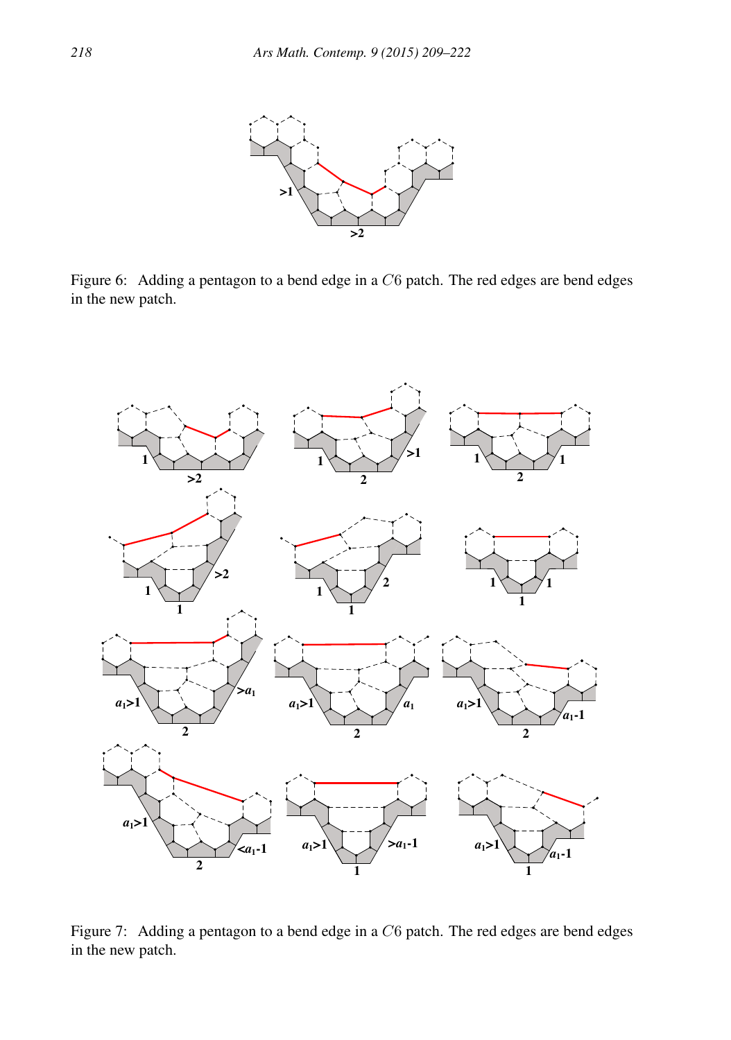Figure 6: Adding a pentagon to a bend edge in a $C6$ patch. The red edges are bend edges in the new patch.

Figure 7: Adding a pentagon to a bend edge in a $C6$ patch. The red edges are bend edges in the new patch.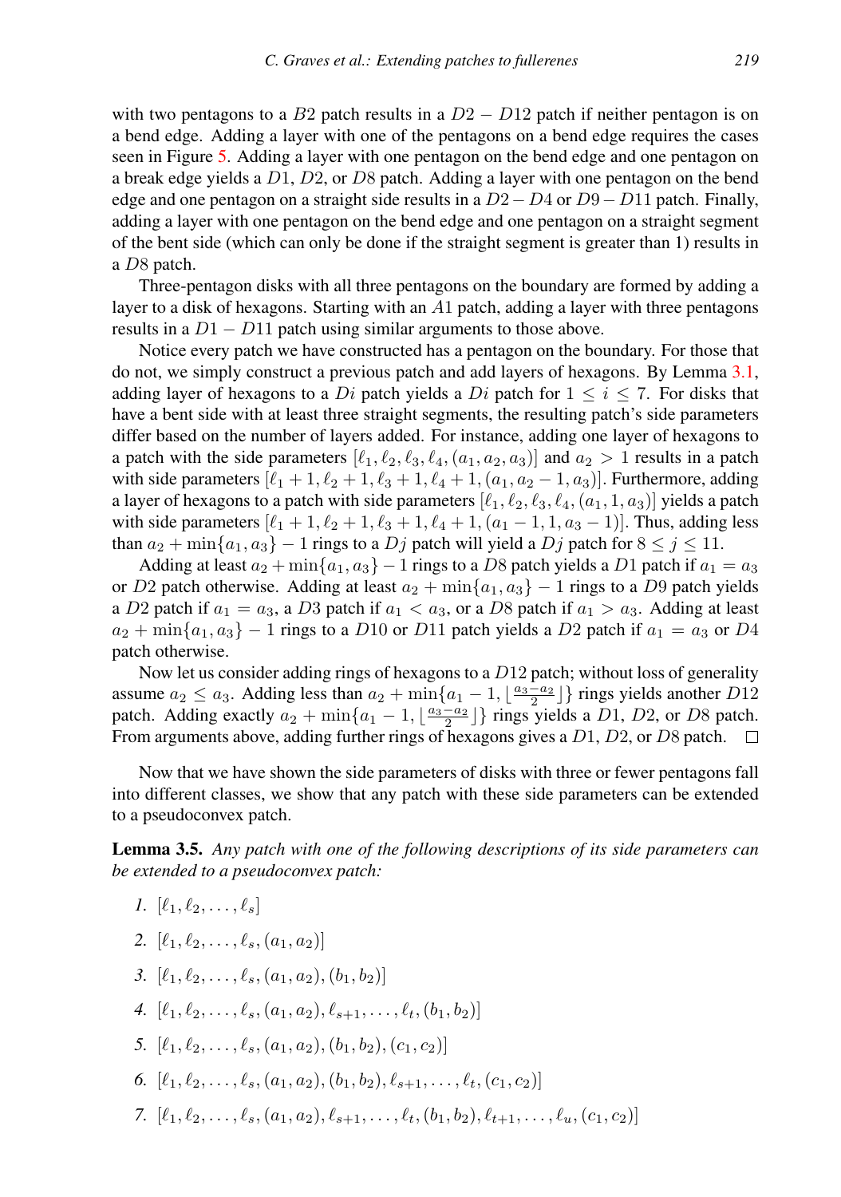with two pentagons to a $B2$ patch results in a $D2 - D12$ patch if neither pentagon is on a bend edge. Adding a layer with one of the pentagons on a bend edge requires the cases seen in Figure 5. Adding a layer with one pentagon on the bend edge and one pentagon on a break edge yields a $D1$, $D2$, or $D8$ patch. Adding a layer with one pentagon on the bend edge and one pentagon on a straight side results in a $D2 - D4$ or $D9 - D11$ patch. Finally, adding a layer with one pentagon on the bend edge and one pentagon on a straight segment of the bent side (which can only be done if the straight segment is greater than 1) results in a $D8$ patch.

Three-pentagon disks with all three pentagons on the boundary are formed by adding a layer to a disk of hexagons. Starting with an $A1$ patch, adding a layer with three pentagons results in a $D1 - D11$ patch using similar arguments to those above.

Notice every patch we have constructed has a pentagon on the boundary. For those that do not, we simply construct a previous patch and add layers of hexagons. By Lemma 3.1, adding layer of hexagons to a $Di$ patch yields a $Di$ patch for $1 \leq i \leq 7$. For disks that have a bent side with at least three straight segments, the resulting patch's side parameters differ based on the number of layers added. For instance, adding one layer of hexagons to a patch with the side parameters $[\ell_1, \ell_2, \ell_3, \ell_4, (a_1, a_2, a_3)]$ and $a_2 > 1$ results in a patch with side parameters $[\ell_1 + 1, \ell_2 + 1, \ell_3 + 1, \ell_4 + 1, (a_1, a_2 - 1, a_3)]$. Furthermore, adding a layer of hexagons to a patch with side parameters $[\ell_1, \ell_2, \ell_3, \ell_4, (a_1, 1, a_3)]$ yields a patch with side parameters $[\ell_1 + 1, \ell_2 + 1, \ell_3 + 1, \ell_4 + 1, (a_1 - 1, 1, a_3 - 1)]$. Thus, adding less than $a_2 + \min\{a_1, a_3\} - 1$ rings to a $Dj$ patch will yield a $Dj$ patch for $8 \leq j \leq 11$.

Adding at least $a_2 + \min\{a_1, a_3\} - 1$ rings to a $D8$ patch yields a $D1$ patch if $a_1 = a_3$ or $D2$ patch otherwise. Adding at least $a_2 + \min\{a_1, a_3\} - 1$ rings to a $D9$ patch yields a $D2$ patch if $a_1 = a_3$, a $D3$ patch if $a_1 < a_3$, or a $D8$ patch if $a_1 > a_3$. Adding at least $a_2 + \min\{a_1, a_3\} - 1$ rings to a $D10$ or $D11$ patch yields a $D2$ patch if $a_1 = a_3$ or $D4$ patch otherwise.

Now let us consider adding rings of hexagons to a $D12$ patch; without loss of generality assume $a_2 \leq a_3$. Adding less than $a_2 + \min\{a_1 - 1, \lfloor \frac{a_3 - a_2}{2} \rfloor\}$ rings yields another $D12$ patch. Adding exactly $a_2 + \min\{a_1 - 1, \lfloor \frac{a_3 - a_2}{2} \rfloor\}$ rings yields a $D1$, $D2$, or $D8$ patch. From arguments above, adding further rings of hexagons gives a $D1$, $D2$, or $D8$ patch. □

Now that we have shown the side parameters of disks with three or fewer pentagons fall into different classes, we show that any patch with these side parameters can be extended to a pseudoconvex patch.

**Lemma 3.5.** *Any patch with one of the following descriptions of its side parameters can be extended to a pseudoconvex patch:*

1. $[\ell_1, \ell_2, \ldots, \ell_s]$
2. $[\ell_1, \ell_2, \ldots, \ell_s, (a_1, a_2)]$
3. $[\ell_1, \ell_2, \ldots, \ell_s, (a_1, a_2), (b_1, b_2)]$
4. $[\ell_1, \ell_2, \ldots, \ell_s, (a_1, a_2), \ell_{s+1}, \ldots, \ell_t, (b_1, b_2)]$
5. $[\ell_1, \ell_2, \ldots, \ell_s, (a_1, a_2), (b_1, b_2), (c_1, c_2)]$
6. $[\ell_1, \ell_2, \ldots, \ell_s, (a_1, a_2), (b_1, b_2), \ell_{s+1}, \ldots, \ell_t, (c_1, c_2)]$
7. $[\ell_1, \ell_2, \ldots, \ell_s, (a_1, a_2), \ell_{s+1}, \ldots, \ell_t, (b_1, b_2), \ell_{t+1}, \ldots, \ell_u, (c_1, c_2)]$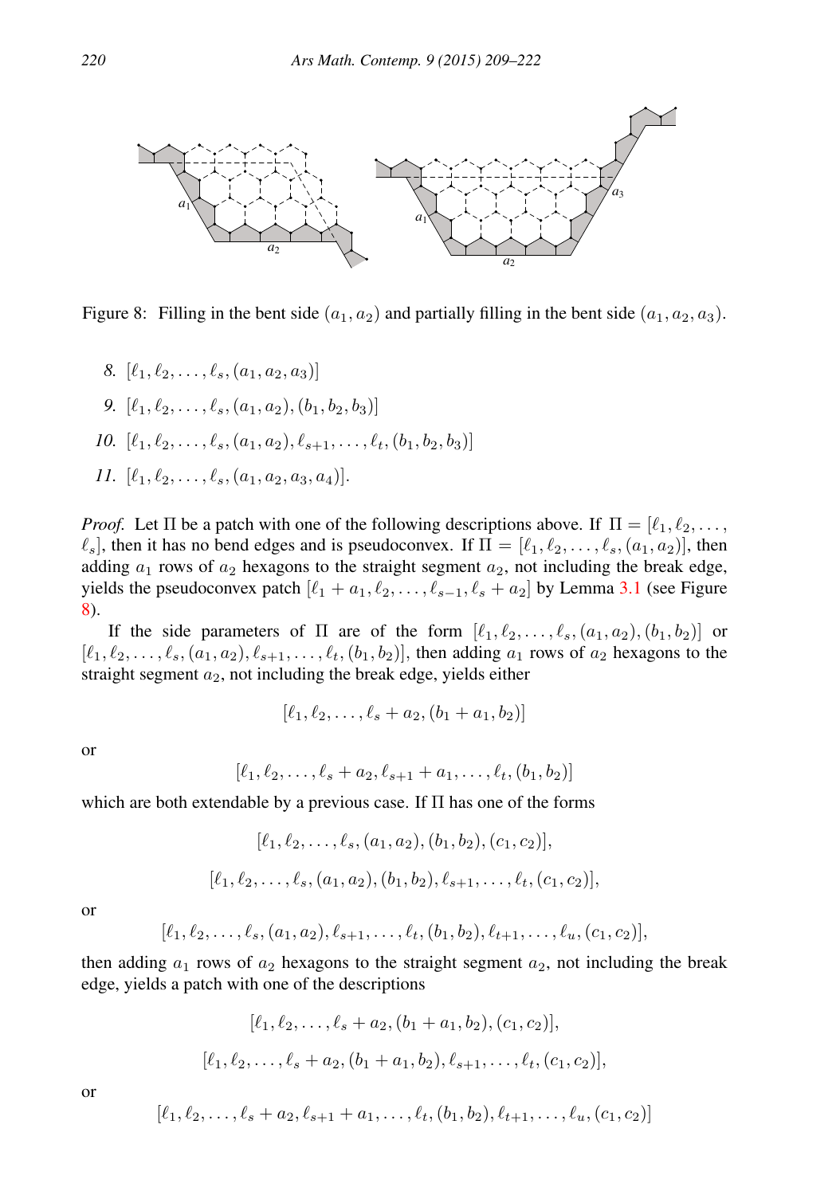Figure 8: Filling in the bent side $(a_1, a_2)$ and partially filling in the bent side $(a_1, a_2, a_3)$.

8. $[\ell_1, \ell_2, \ldots, \ell_s, (a_1, a_2, a_3)]$
9. $[\ell_1, \ell_2, \ldots, \ell_s, (a_1, a_2), (b_1, b_2, b_3)]$
10. $[\ell_1, \ell_2, \ldots, \ell_s, (a_1, a_2), \ell_{s+1}, \ldots, \ell_t, (b_1, b_2, b_3)]$
11. $[\ell_1, \ell_2, \ldots, \ell_s, (a_1, a_2, a_3, a_4)]$.

*Proof.* Let $\Pi$ be a patch with one of the following descriptions above. If $\Pi = [\ell_1, \ell_2, \ldots, \ell_s]$, then it has no bend edges and is pseudoconvex. If $\Pi = [\ell_1, \ell_2, \ldots, \ell_s, (a_1, a_2)]$, then adding $a_1$ rows of $a_2$ hexagons to the straight segment $a_2$, not including the break edge, yields the pseudoconvex patch $[\ell_1 + a_1, \ell_2, \ldots, \ell_{s-1}, \ell_s + a_2]$ by Lemma 3.1 (see Figure 8).

If the side parameters of $\Pi$ are of the form $[\ell_1, \ell_2, \ldots, \ell_s, (a_1, a_2), (b_1, b_2)]$ or $[\ell_1, \ell_2, \ldots, \ell_s, (a_1, a_2), \ell_{s+1}, \ldots, \ell_t, (b_1, b_2)]$, then adding $a_1$ rows of $a_2$ hexagons to the straight segment $a_2$, not including the break edge, yields either

$$[\ell_1, \ell_2, \ldots, \ell_s + a_2, (b_1 + a_1, b_2)]$$

or

$$[\ell_1, \ell_2, \ldots, \ell_s + a_2, \ell_{s+1} + a_1, \ldots, \ell_t, (b_1, b_2)]$$

which are both extendable by a previous case. If $\Pi$ has one of the forms

$$[\ell_1, \ell_2, \ldots, \ell_s, (a_1, a_2), (b_1, b_2), (c_1, c_2)],$$

$$[\ell_1, \ell_2, \ldots, \ell_s, (a_1, a_2), (b_1, b_2), \ell_{s+1}, \ldots, \ell_t, (c_1, c_2)],$$

or

$$[\ell_1, \ell_2, \ldots, \ell_s, (a_1, a_2), \ell_{s+1}, \ldots, \ell_t, (b_1, b_2), \ell_{t+1}, \ldots, \ell_u, (c_1, c_2)],$$

then adding $a_1$ rows of $a_2$ hexagons to the straight segment $a_2$, not including the break edge, yields a patch with one of the descriptions

$$[\ell_1, \ell_2, \ldots, \ell_s + a_2, (b_1 + a_1, b_2), (c_1, c_2)],$$

$$[\ell_1, \ell_2, \ldots, \ell_s + a_2, (b_1 + a_1, b_2), \ell_{s+1}, \ldots, \ell_t, (c_1, c_2)],$$

or

$$[\ell_1, \ell_2, \ldots, \ell_s + a_2, \ell_{s+1} + a_1, \ldots, \ell_t, (b_1, b_2), \ell_{t+1}, \ldots, \ell_u, (c_1, c_2)]$$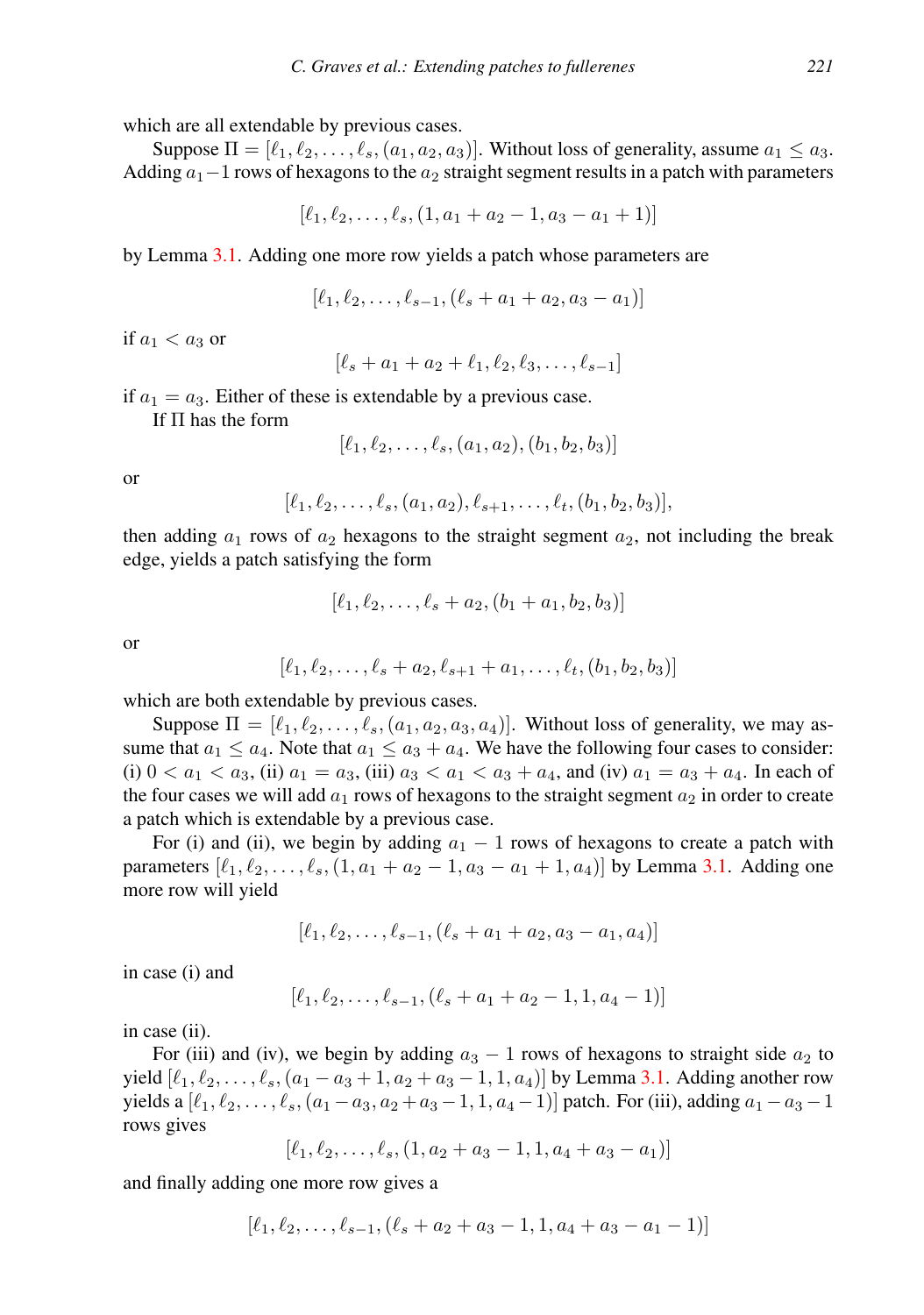which are all extendable by previous cases.

Suppose $\Pi = [\ell_1, \ell_2, \ldots, \ell_s, (a_1, a_2, a_3)]$. Without loss of generality, assume $a_1 \le a_3$. Adding $a_1 - 1$ rows of hexagons to the $a_2$ straight segment results in a patch with parameters

$$[\ell_1, \ell_2, \ldots, \ell_s, (1, a_1 + a_2 - 1, a_3 - a_1 + 1)]$$

by Lemma 3.1. Adding one more row yields a patch whose parameters are

$$[\ell_1, \ell_2, \ldots, \ell_{s-1}, (\ell_s + a_1 + a_2, a_3 - a_1)]$$

if $a_1 < a_3$ or

$$[\ell_s + a_1 + a_2 + \ell_1, \ell_2, \ell_3, \ldots, \ell_{s-1}]$$

if $a_1 = a_3$. Either of these is extendable by a previous case.

If $\Pi$ has the form

$$[\ell_1, \ell_2, \ldots, \ell_s, (a_1, a_2), (b_1, b_2, b_3)]$$

or

$$[\ell_1, \ell_2, \ldots, \ell_s, (a_1, a_2), \ell_{s+1}, \ldots, \ell_t, (b_1, b_2, b_3)],$$

then adding $a_1$ rows of $a_2$ hexagons to the straight segment $a_2$, not including the break edge, yields a patch satisfying the form

$$[\ell_1, \ell_2, \ldots, \ell_s + a_2, (b_1 + a_1, b_2, b_3)]$$

or

$$[\ell_1, \ell_2, \ldots, \ell_s + a_2, \ell_{s+1} + a_1, \ldots, \ell_t, (b_1, b_2, b_3)]$$

which are both extendable by previous cases.

Suppose $\Pi = [\ell_1, \ell_2, \ldots, \ell_s, (a_1, a_2, a_3, a_4)]$. Without loss of generality, we may assume that $a_1 \le a_4$. Note that $a_1 \le a_3 + a_4$. We have the following four cases to consider: (i) $0 < a_1 < a_3$, (ii) $a_1 = a_3$, (iii) $a_3 < a_1 < a_3 + a_4$, and (iv) $a_1 = a_3 + a_4$. In each of the four cases we will add $a_1$ rows of hexagons to the straight segment $a_2$ in order to create a patch which is extendable by a previous case.

For (i) and (ii), we begin by adding $a_1 - 1$ rows of hexagons to create a patch with parameters $[\ell_1, \ell_2, \ldots, \ell_s, (1, a_1 + a_2 - 1, a_3 - a_1 + 1, a_4)]$ by Lemma 3.1. Adding one more row will yield

$$[\ell_1, \ell_2, \ldots, \ell_{s-1}, (\ell_s + a_1 + a_2, a_3 - a_1, a_4)]$$

in case (i) and

$$[\ell_1, \ell_2, \ldots, \ell_{s-1}, (\ell_s + a_1 + a_2 - 1, 1, a_4 - 1)]$$

in case (ii).

For (iii) and (iv), we begin by adding $a_3 - 1$ rows of hexagons to straight side $a_2$ to yield $[\ell_1, \ell_2, \ldots, \ell_s, (a_1 - a_3 + 1, a_2 + a_3 - 1, 1, a_4)]$ by Lemma 3.1. Adding another row yields a $[\ell_1, \ell_2, \ldots, \ell_s, (a_1 - a_3, a_2 + a_3 - 1, 1, a_4 - 1)]$ patch. For (iii), adding $a_1 - a_3 - 1$ rows gives

$$[\ell_1, \ell_2, \ldots, \ell_s, (1, a_2 + a_3 - 1, 1, a_4 + a_3 - a_1)]$$

and finally adding one more row gives a

$$[\ell_1, \ell_2, \ldots, \ell_{s-1}, (\ell_s + a_2 + a_3 - 1, 1, a_4 + a_3 - a_1 - 1)]$$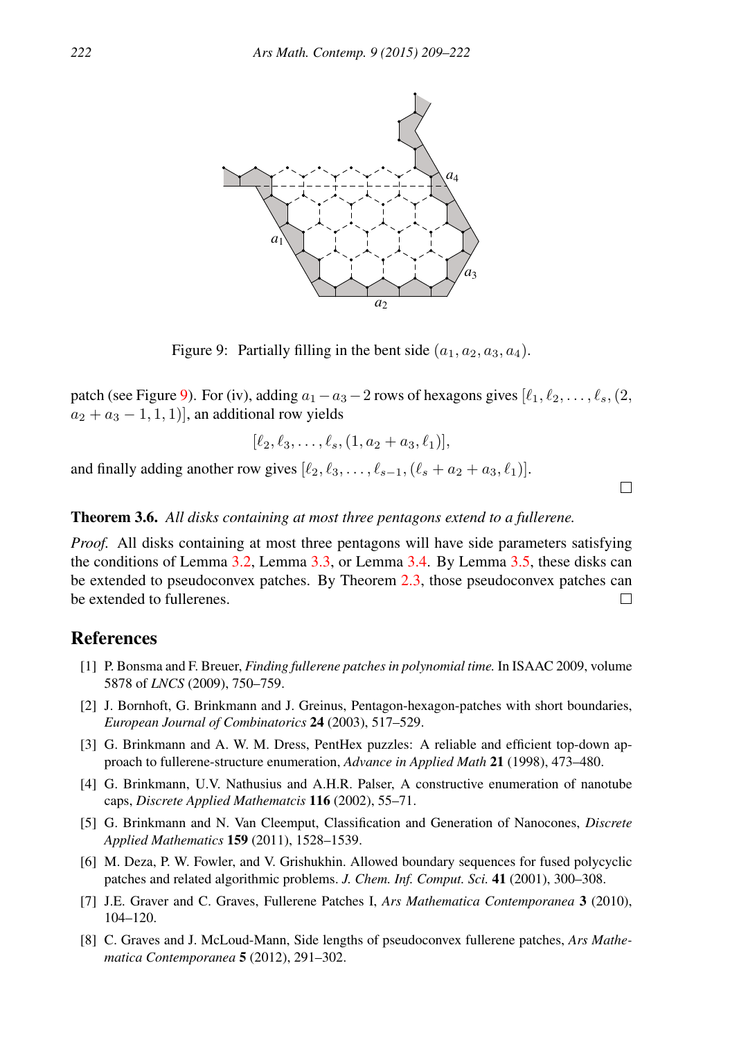$a_4$

$a_1$

$a_3$

$a_2$

Figure 9: Partially filling in the bent side $(a_1, a_2, a_3, a_4)$.

patch (see Figure 9). For (iv), adding $a_1 - a_3 - 2$ rows of hexagons gives $[\ell_1, \ell_2, \ldots, \ell_s, (2, a_2 + a_3 - 1, 1, 1)]$, an additional row yields

$$[\ell_2, \ell_3, \ldots, \ell_s, (1, a_2 + a_3, \ell_1)],$$

and finally adding another row gives $[\ell_2, \ell_3, \ldots, \ell_{s-1}, (\ell_s + a_2 + a_3, \ell_1)]$. □

**Theorem 3.6.** *All disks containing at most three pentagons extend to a fullerene.*

*Proof.* All disks containing at most three pentagons will have side parameters satisfying the conditions of Lemma 3.2, Lemma 3.3, or Lemma 3.4. By Lemma 3.5, these disks can be extended to pseudoconvex patches. By Theorem 2.3, those pseudoconvex patches can be extended to fullerenes. □

## References

[1] P. Bonsma and F. Breuer, *Finding fullerene patches in polynomial time.* In ISAAC 2009, volume 5878 of *LNCS* (2009), 750–759.

[2] J. Bornhoft, G. Brinkmann and J. Greinus, Pentagon-hexagon-patches with short boundaries, *European Journal of Combinatorics* **24** (2003), 517–529.

[3] G. Brinkmann and A. W. M. Dress, PentHex puzzles: A reliable and efficient top-down approach to fullerene-structure enumeration, *Advance in Applied Math* **21** (1998), 473–480.

[4] G. Brinkmann, U.V. Nathusius and A.H.R. Palser, A constructive enumeration of nanotube caps, *Discrete Applied Mathematcis* **116** (2002), 55–71.

[5] G. Brinkmann and N. Van Cleemput, Classification and Generation of Nanocones, *Discrete Applied Mathematics* **159** (2011), 1528–1539.

[6] M. Deza, P. W. Fowler, and V. Grishukhin. Allowed boundary sequences for fused polycyclic patches and related algorithmic problems. *J. Chem. Inf. Comput. Sci.* **41** (2001), 300–308.

[7] J.E. Graver and C. Graves, Fullerene Patches I, *Ars Mathematica Contemporanea* **3** (2010), 104–120.

[8] C. Graves and J. McLoud-Mann, Side lengths of pseudoconvex fullerene patches, *Ars Mathematica Contemporanea* **5** (2012), 291–302.